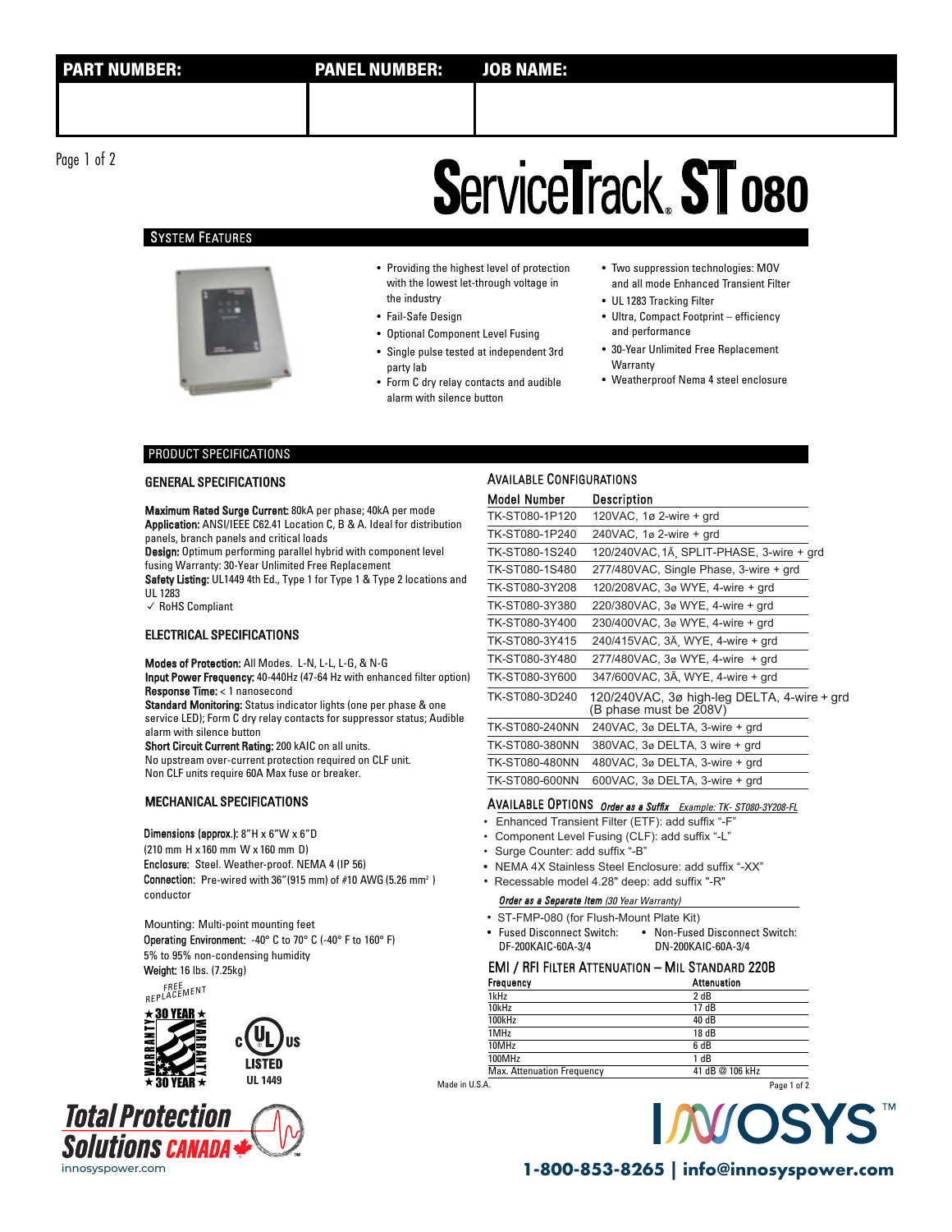| PART NUMBER: | PANEL NUMBER: | JOB NAME: |
|---|---|---|
| | | |

# ServiceTrack® ST080

## SYSTEM FEATURES

- Providing the highest level of protection with the lowest let-through voltage in the industry
- Fail-Safe Design
- Optional Component Level Fusing
- Single pulse tested at independent 3rd party lab
- Form C dry relay contacts and audible alarm with silence button
- Two suppression technologies: MOV and all mode Enhanced Transient Filter
- UL 1283 Tracking Filter
- Ultra, Compact Footprint – efficiency and performance
- 30-Year Unlimited Free Replacement Warranty
- Weatherproof Nema 4 steel enclosure

## PRODUCT SPECIFICATIONS

### GENERAL SPECIFICATIONS

**Maximum Rated Surge Current:** 80kA per phase; 40kA per mode
**Application:** ANSI/IEEE C62.41 Location C, B & A. Ideal for distribution panels, branch panels and critical loads
**Design:** Optimum performing parallel hybrid with component level fusing Warranty: 30-Year Unlimited Free Replacement
**Safety Listing:** UL1449 4th Ed., Type 1 for Type 1 & Type 2 locations and UL 1283
✓ RoHS Compliant

### ELECTRICAL SPECIFICATIONS

**Modes of Protection:** All Modes. L-N, L-L, L-G, & N-G
**Input Power Frequency:** 40-440Hz (47-64 Hz with enhanced filter option)
**Response Time:** < 1 nanosecond
**Standard Monitoring:** Status indicator lights (one per phase & one service LED); Form C dry relay contacts for suppressor status; Audible alarm with silence button
**Short Circuit Current Rating:** 200 kAIC on all units.
No upstream over-current protection required on CLF unit.
Non CLF units require 60A Max fuse or breaker.

### MECHANICAL SPECIFICATIONS

**Dimensions (approx.):** 8"H x 6"W x 6"D
(210 mm H x 160 mm W x 160 mm D)
**Enclosure:** Steel. Weather-proof. NEMA 4 (IP 56)
**Connection:** Pre-wired with 36"(915 mm) of #10 AWG (5.26 mm²) conductor

Mounting: Multi-point mounting feet
**Operating Environment:** -40° C to 70° C (-40° F to 160° F)
5% to 95% non-condensing humidity
**Weight:** 16 lbs. (7.25kg)

FREE REPLACEMENT ★ 30 YEAR ★ WARRANTY

c UL us LISTED UL 1449

### AVAILABLE CONFIGURATIONS

| Model Number | Description |
|---|---|
| TK-ST080-1P120 | 120VAC, 1ø 2-wire + grd |
| TK-ST080-1P240 | 240VAC, 1ø 2-wire + grd |
| TK-ST080-1S240 | 120/240VAC, 1Ã¸ SPLIT-PHASE, 3-wire + grd |
| TK-ST080-1S480 | 277/480VAC, Single Phase, 3-wire + grd |
| TK-ST080-3Y208 | 120/208VAC, 3ø WYE, 4-wire + grd |
| TK-ST080-3Y380 | 220/380VAC, 3ø WYE, 4-wire + grd |
| TK-ST080-3Y400 | 230/400VAC, 3ø WYE, 4-wire + grd |
| TK-ST080-3Y415 | 240/415VAC, 3Ã¸ WYE, 4-wire + grd |
| TK-ST080-3Y480 | 277/480VAC, 3ø WYE, 4-wire + grd |
| TK-ST080-3Y600 | 347/600VAC, 3Ã¸ WYE, 4-wire + grd |
| TK-ST080-3D240 | 120/240VAC, 3ø high-leg DELTA, 4-wire + grd (B phase must be 208V) |
| TK-ST080-240NN | 240VAC, 3ø DELTA, 3-wire + grd |
| TK-ST080-380NN | 380VAC, 3ø DELTA, 3 wire + grd |
| TK-ST080-480NN | 480VAC, 3ø DELTA, 3-wire + grd |
| TK-ST080-600NN | 600VAC, 3ø DELTA, 3-wire + grd |

### AVAILABLE OPTIONS *Order as a Suffix* *Example: TK- ST080-3Y208-FL*

- Enhanced Transient Filter (ETF): add suffix "-F"
- Component Level Fusing (CLF): add suffix "-L"
- Surge Counter: add suffix "-B"
- NEMA 4X Stainless Steel Enclosure: add suffix "-XX"
- Recessable model 4.28" deep: add suffix "-R"

*Order as a Separate Item (30 Year Warranty)*

- ST-FMP-080 (for Flush-Mount Plate Kit)
- Fused Disconnect Switch: DF-200KAIC-60A-3/4
- Non-Fused Disconnect Switch: DN-200KAIC-60A-3/4

### EMI / RFI FILTER ATTENUATION – MIL STANDARD 220B

| Frequency | Attenuation |
|---|---|
| 1kHz | 2 dB |
| 10kHz | 17 dB |
| 100kHz | 40 dB |
| 1MHz | 18 dB |
| 10MHz | 6 dB |
| 100MHz | 1 dB |
| Max. Attenuation Frequency | 41 dB @ 106 kHz |

Made in U.S.A.

Total Protection Solutions CANADA
innosyspower.com

INNOSYS™
1-800-853-8265 | info@innosyspower.com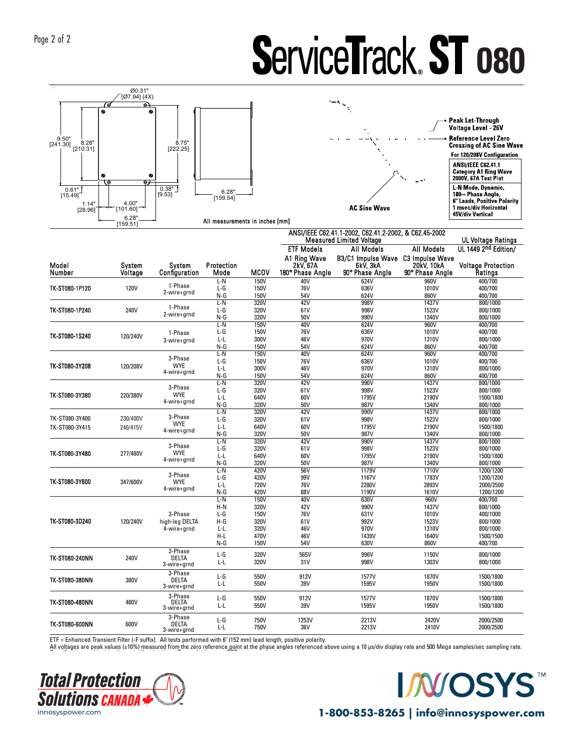# ServiceTrack® ST 080

Ø0.31"
[Ø7.94] (4X)

9.50"
[241.30]

8.28"
[210.31]

8.75"
[222.25]

0.61"
[15.49]

0.38"
[9.53]

1.14"
[28.96]

4.00"
[101.60]

6.28"
[159.54]

6.28"
[159.51]

All measurements in inches [mm]

Peak Let-Through Voltage Level - 26V

Reference Level Zero Crossing of AC Sine Wave

For 120/208V Configuration

ANSI/IEEE C62.41.1
Category A1 Ring Wave
2000V, 67A Test Plot

L-N Mode, Dynamic,
180∞ Phase Angle,
6" Leads, Positive Polarity
1 msec/div Horizontal
45V/div Vertical

AC Sine Wave

| | | | | | ANSI/IEEE C62.41.1-2002, C62.41.2-2002, & C62.45-2002 Measured Limited Voltage | | | UL Voltage Ratings |
|---|---|---|---|---|---|---|---|---|
| | | | | | ETF Models | All Models | All Models | UL 1449 2nd Edition/ |
| Model Number | System Voltage | System Configuration | Protection Mode | MCOV | A1 Ring Wave 2kV, 67A 180° Phase Angle | B3/C1 Impulse Wave 6kV, 3kA 90° Phase Angle | C3 Impulse Wave 20kV, 10kA 90° Phase Angle | Voltage Protection Ratings |
| TK-ST080-1P120 | 120V | 1-Phase 2-wire+grnd | L-N | 150V | 40V | 624V | 960V | 400/700 |
| | | | L-G | 150V | 76V | 636V | 1010V | 400/700 |
| | | | N-G | 150V | 54V | 624V | 860V | 400/700 |
| TK-ST080-1P240 | 240V | 1-Phase 2-wire+grnd | L-N | 320V | 42V | 998V | 1437V | 800/1000 |
| | | | L-G | 320V | 61V | 998V | 1523V | 800/1000 |
| | | | N-G | 320V | 50V | 990V | 1340V | 800/1000 |
| TK-ST080-1S240 | 120/240V | 1-Phase 3-wire+grnd | L-N | 150V | 40V | 624V | 960V | 400/700 |
| | | | L-G | 150V | 76V | 636V | 1010V | 400/700 |
| | | | L-L | 300V | 46V | 970V | 1310V | 800/1000 |
| | | | N-G | 150V | 54V | 624V | 860V | 400/700 |
| TK-ST080-3Y208 | 120/208V | 3-Phase WYE 4-wire+grnd | L-N | 150V | 40V | 624V | 960V | 400/700 |
| | | | L-G | 150V | 76V | 636V | 1010V | 400/700 |
| | | | L-L | 300V | 46V | 970V | 1310V | 800/1000 |
| | | | N-G | 150V | 54V | 624V | 860V | 400/700 |
| TK-ST080-3Y380 | 220/380V | 3-Phase WYE 4-wire+grnd | L-N | 320V | 42V | 990V | 1437V | 800/1000 |
| | | | L-G | 320V | 61V | 998V | 1523V | 800/1000 |
| | | | L-L | 640V | 60V | 1795V | 2190V | 1500/1800 |
| | | | N-G | 320V | 50V | 987V | 1340V | 800/1000 |
| TK-ST080-3Y400 / TK-ST080-3Y415 | 230/400V / 240/415V | 3-Phase WYE 4-wire+grnd | L-N | 320V | 42V | 990V | 1437V | 800/1000 |
| | | | L-G | 320V | 61V | 998V | 1523V | 800/1000 |
| | | | L-L | 640V | 60V | 1795V | 2190V | 1500/1800 |
| | | | N-G | 320V | 50V | 987V | 1340V | 800/1000 |
| TK-ST080-3Y480 | 277/480V | 3-Phase WYE 4-wire+grnd | L-N | 320V | 42V | 990V | 1437V | 800/1000 |
| | | | L-G | 320V | 61V | 998V | 1523V | 800/1000 |
| | | | L-L | 640V | 60V | 1795V | 2190V | 1500/1800 |
| | | | N-G | 320V | 50V | 987V | 1340V | 800/1000 |
| TK-ST080-3Y600 | 347/600V | 3-Phase WYE 4-wire+grnd | L-N | 420V | 56V | 1179V | 1710V | 1200/1200 |
| | | | L-G | 420V | 99V | 1167V | 1783V | 1200/1200 |
| | | | L-L | 720V | 76V | 2280V | 2893V | 2000/2500 |
| | | | N-G | 420V | 88V | 1190V | 1610V | 1200/1200 |
| TK-ST080-3D240 | 120/240V | 3-Phase high-leg DELTA 4-wire+grnd | L-N | 150V | 40V | 630V | 960V | 400/700 |
| | | | H-N | 320V | 42V | 990V | 1437V | 800/1000 |
| | | | L-G | 150V | 76V | 631V | 1010V | 400/1000 |
| | | | H-G | 320V | 61V | 992V | 1523V | 800/1000 |
| | | | L-L | 320V | 46V | 970V | 1310V | 800/1000 |
| | | | H-L | 470V | 46V | 1439V | 1640V | 1500/1500 |
| | | | N-G | 150V | 54V | 630V | 860V | 400/700 |
| TK-ST080-240NN | 240V | 3-Phase DELTA 3-wire+grnd | L-G | 320V | 565V | 996V | 1150V | 800/1000 |
| | | | L-L | 320V | 31V | 998V | 1303V | 800/1000 |
| TK-ST080-380NN | 380V | 3-Phase DELTA 3-wire+grnd | L-G | 550V | 912V | 1577V | 1870V | 1500/1800 |
| | | | L-L | 550V | 39V | 1595V | 1950V | 1500/1800 |
| TK-ST080-480NN | 480V | 3-Phase DELTA 3-wire+grnd | L-G | 550V | 912V | 1577V | 1870V | 1500/1800 |
| | | | L-L | 550V | 39V | 1595V | 1950V | 1500/1800 |
| TK-ST080-600NN | 600V | 3-Phase DELTA 3-wire+grnd | L-G | 750V | 1253V | 2213V | 2420V | 2000/2500 |
| | | | L-L | 750V | 36V | 2213V | 2410V | 2000/2500 |

ETF = Enhanced Transient Filter (-F suffix). All tests performed with 6" (152 mm) lead length, positive polarity.
All voltages are peak values (±10%) measured from the zero reference point at the phase angles referenced above using a 10 µs/div display rate and 500 Mega samples/sec sampling rate.

Total Protection Solutions CANADA
innosyspower.com

INNOSYS™
1-800-853-8265 | info@innosyspower.com